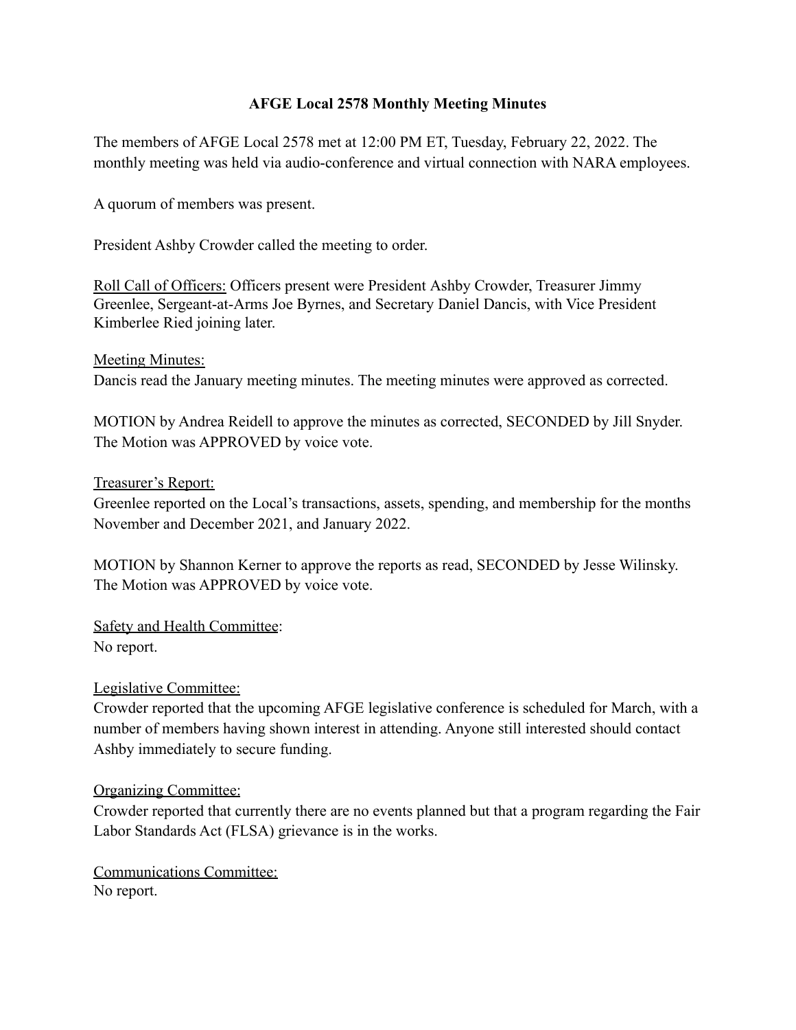# AFGE Local 2578 Monthly Meeting Minutes

The members of AFGE Local 2578 met at 12:00 PM ET, Tuesday, February 22, 2022. The monthly meeting was held via audio-conference and virtual connection with NARA employees.

A quorum of members was present.

President Ashby Crowder called the meeting to order.

<u>Roll Call of Officers:</u> Officers present were President Ashby Crowder, Treasurer Jimmy Greenlee, Sergeant-at-Arms Joe Byrnes, and Secretary Daniel Dancis, with Vice President Kimberlee Ried joining later.

<u>Meeting Minutes:</u>
Dancis read the January meeting minutes. The meeting minutes were approved as corrected.

MOTION by Andrea Reidell to approve the minutes as corrected, SECONDED by Jill Snyder. The Motion was APPROVED by voice vote.

<u>Treasurer's Report:</u>
Greenlee reported on the Local's transactions, assets, spending, and membership for the months November and December 2021, and January 2022.

MOTION by Shannon Kerner to approve the reports as read, SECONDED by Jesse Wilinsky. The Motion was APPROVED by voice vote.

<u>Safety and Health Committee</u>:
No report.

<u>Legislative Committee:</u>
Crowder reported that the upcoming AFGE legislative conference is scheduled for March, with a number of members having shown interest in attending. Anyone still interested should contact Ashby immediately to secure funding.

<u>Organizing Committee:</u>
Crowder reported that currently there are no events planned but that a program regarding the Fair Labor Standards Act (FLSA) grievance is in the works.

<u>Communications Committee:</u>
No report.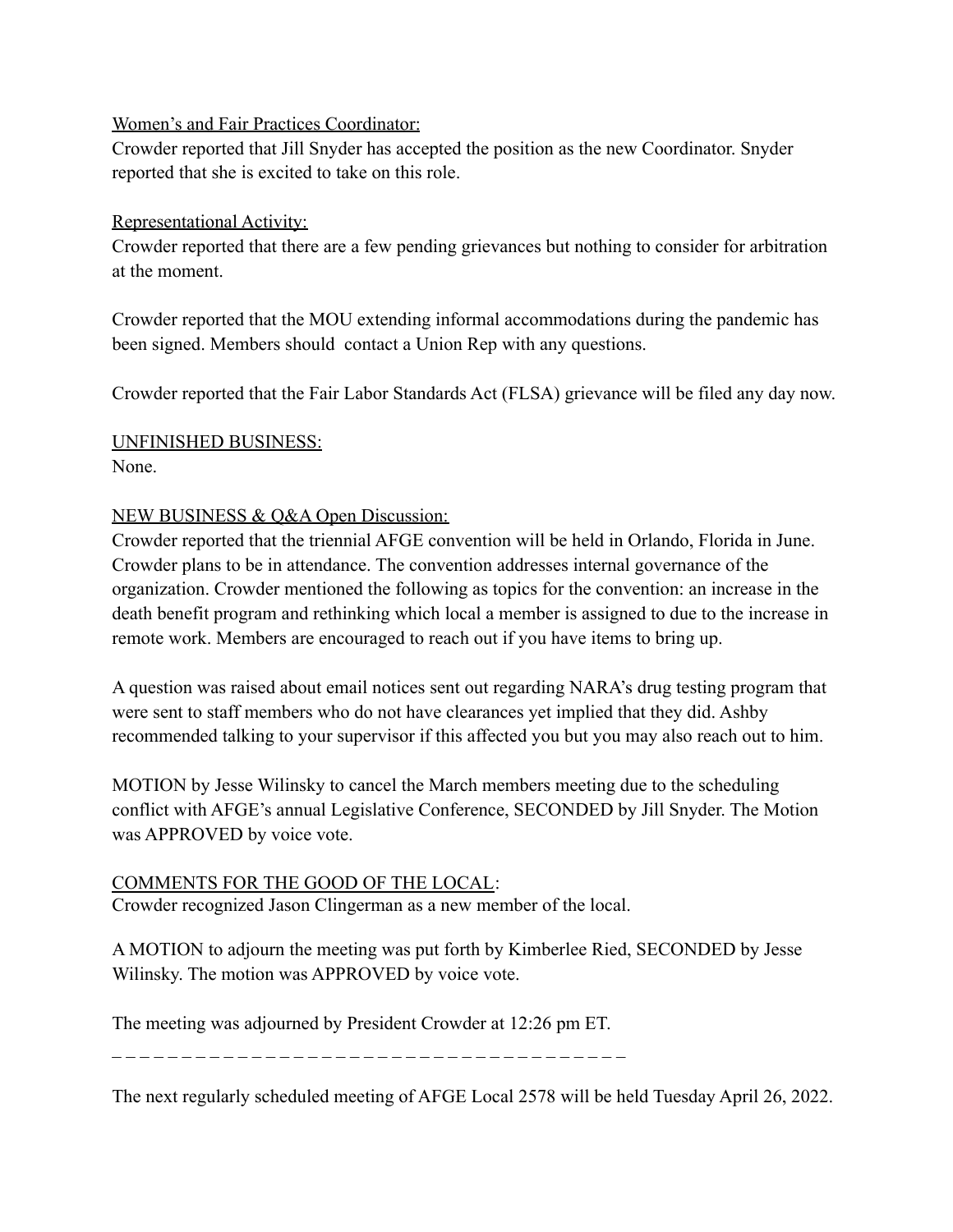Women's and Fair Practices Coordinator:

Crowder reported that Jill Snyder has accepted the position as the new Coordinator. Snyder reported that she is excited to take on this role.

Representational Activity:

Crowder reported that there are a few pending grievances but nothing to consider for arbitration at the moment.

Crowder reported that the MOU extending informal accommodations during the pandemic has been signed. Members should contact a Union Rep with any questions.

Crowder reported that the Fair Labor Standards Act (FLSA) grievance will be filed any day now.

UNFINISHED BUSINESS:

None.

NEW BUSINESS & Q&A Open Discussion:

Crowder reported that the triennial AFGE convention will be held in Orlando, Florida in June. Crowder plans to be in attendance. The convention addresses internal governance of the organization. Crowder mentioned the following as topics for the convention: an increase in the death benefit program and rethinking which local a member is assigned to due to the increase in remote work. Members are encouraged to reach out if you have items to bring up.

A question was raised about email notices sent out regarding NARA's drug testing program that were sent to staff members who do not have clearances yet implied that they did. Ashby recommended talking to your supervisor if this affected you but you may also reach out to him.

MOTION by Jesse Wilinsky to cancel the March members meeting due to the scheduling conflict with AFGE's annual Legislative Conference, SECONDED by Jill Snyder. The Motion was APPROVED by voice vote.

COMMENTS FOR THE GOOD OF THE LOCAL:

Crowder recognized Jason Clingerman as a new member of the local.

A MOTION to adjourn the meeting was put forth by Kimberlee Ried, SECONDED by Jesse Wilinsky. The motion was APPROVED by voice vote.

The meeting was adjourned by President Crowder at 12:26 pm ET.

_ _ _ _ _ _ _ _ _ _ _ _ _ _ _ _ _ _ _ _ _ _ _ _ _ _ _ _ _ _ _ _ _ _ _ _ _ _ _ _

The next regularly scheduled meeting of AFGE Local 2578 will be held Tuesday April 26, 2022.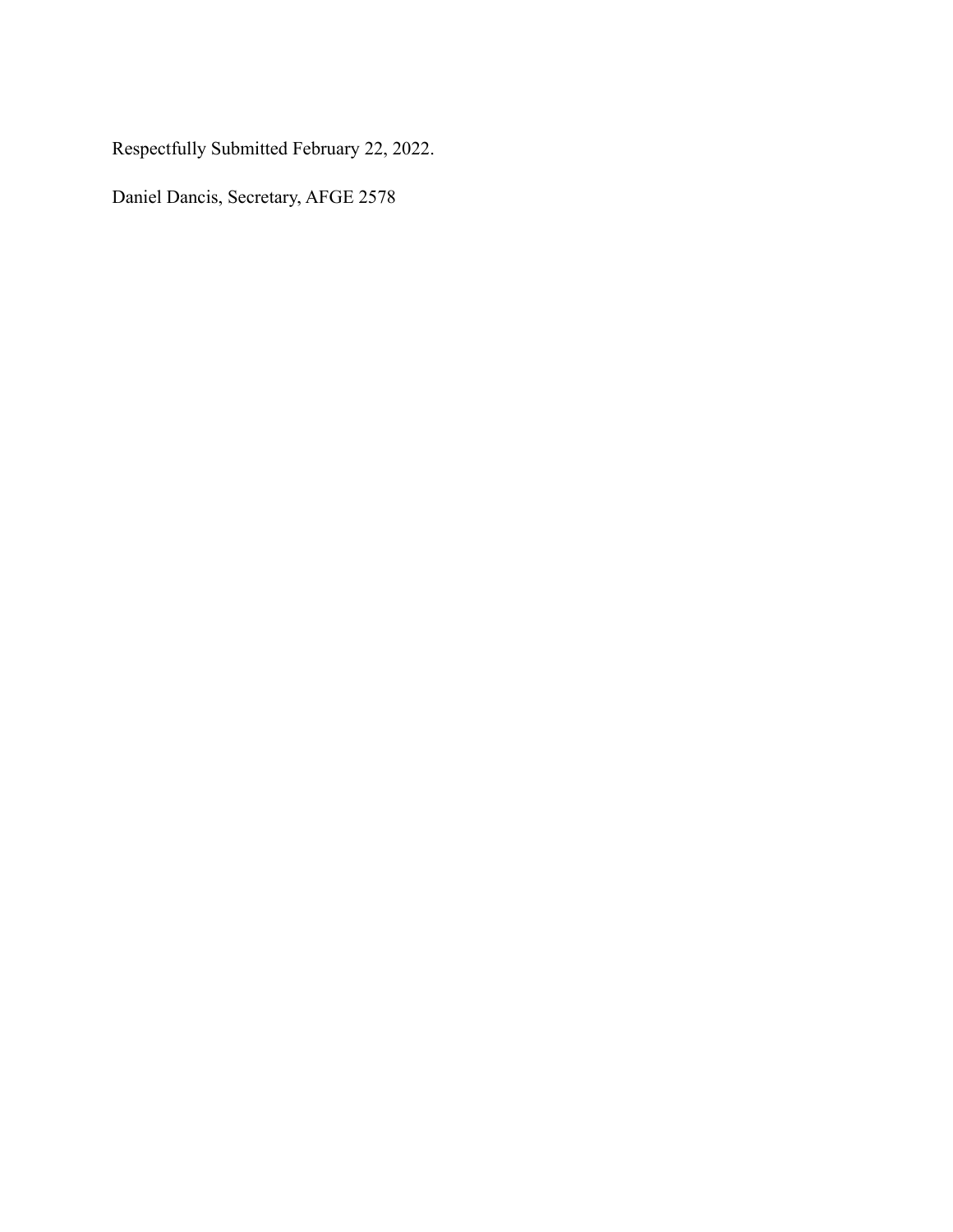Respectfully Submitted February 22, 2022.

Daniel Dancis, Secretary, AFGE 2578